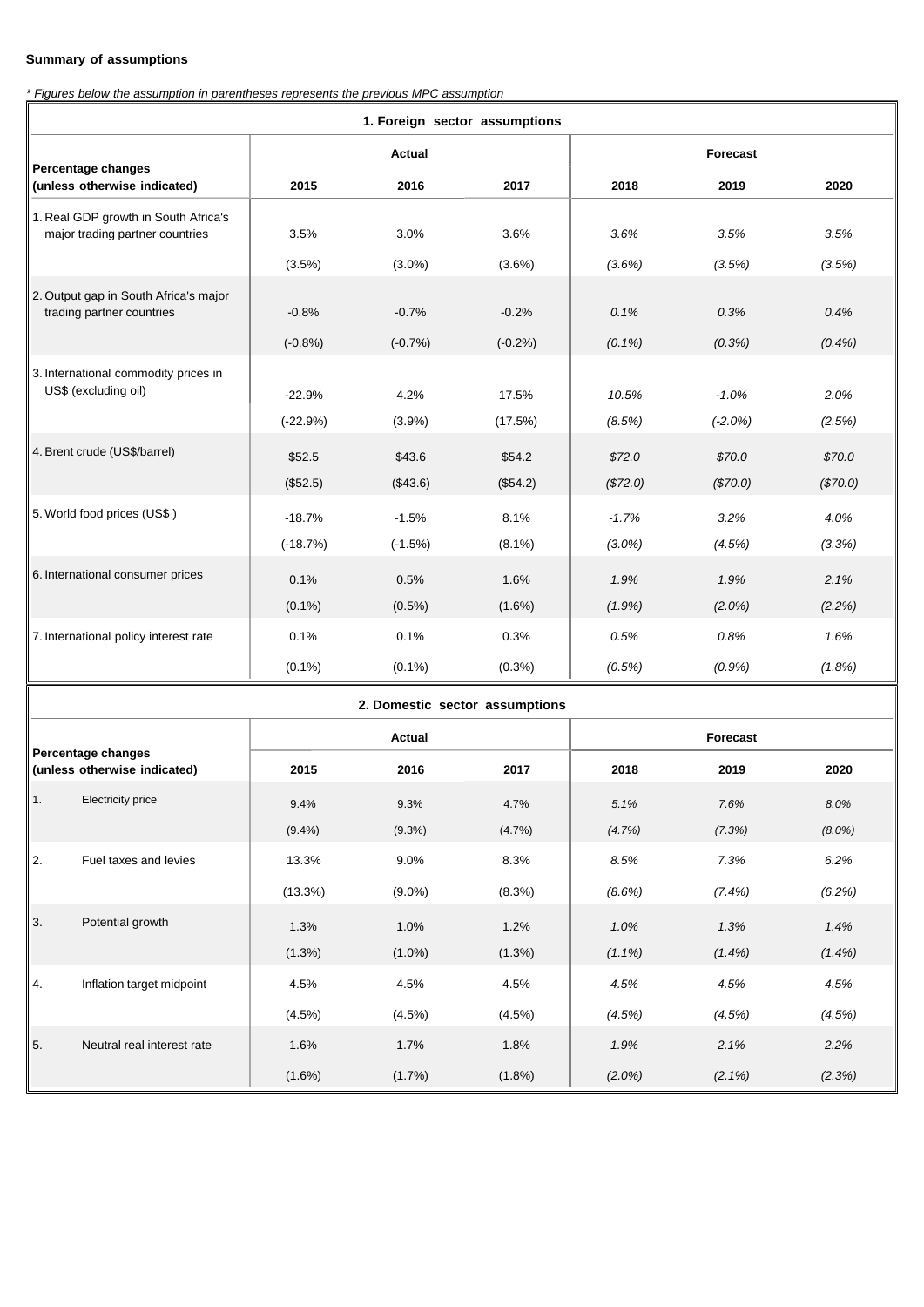**Summary of assumptions**

*\* Figures below the assumption in parentheses represents the previous MPC assumption*

**1. Foreign sector assumptions**

| Percentage changes (unless otherwise indicated) | Actual | | | Forecast | | |
|---|---|---|---|---|---|---|
| | 2015 | 2016 | 2017 | 2018 | 2019 | 2020 |
| 1. Real GDP growth in South Africa's major trading partner countries | 3.5% | 3.0% | 3.6% | *3.6%* | *3.5%* | *3.5%* |
| | (3.5%) | (3.0%) | (3.6%) | *(3.6%)* | *(3.5%)* | *(3.5%)* |
| 2. Output gap in South Africa's major trading partner countries | -0.8% | -0.7% | -0.2% | *0.1%* | *0.3%* | *0.4%* |
| | (-0.8%) | (-0.7%) | (-0.2%) | *(0.1%)* | *(0.3%)* | *(0.4%)* |
| 3. International commodity prices in US$ (excluding oil) | -22.9% | 4.2% | 17.5% | *10.5%* | *-1.0%* | *2.0%* |
| | (-22.9%) | (3.9%) | (17.5%) | *(8.5%)* | *(-2.0%)* | *(2.5%)* |
| 4. Brent crude (US$/barrel) | $52.5 | $43.6 | $54.2 | *$72.0* | *$70.0* | *$70.0* |
| | ($52.5) | ($43.6) | ($54.2) | *($72.0)* | *($70.0)* | *($70.0)* |
| 5. World food prices (US$ ) | -18.7% | -1.5% | 8.1% | *-1.7%* | *3.2%* | *4.0%* |
| | (-18.7%) | (-1.5%) | (8.1%) | *(3.0%)* | *(4.5%)* | *(3.3%)* |
| 6. International consumer prices | 0.1% | 0.5% | 1.6% | *1.9%* | *1.9%* | *2.1%* |
| | (0.1%) | (0.5%) | (1.6%) | *(1.9%)* | *(2.0%)* | *(2.2%)* |
| 7. International policy interest rate | 0.1% | 0.1% | 0.3% | *0.5%* | *0.8%* | *1.6%* |
| | (0.1%) | (0.1%) | (0.3%) | *(0.5%)* | *(0.9%)* | *(1.8%)* |

**2. Domestic sector assumptions**

| Percentage changes (unless otherwise indicated) | Actual | | | Forecast | | |
|---|---|---|---|---|---|---|
| | 2015 | 2016 | 2017 | 2018 | 2019 | 2020 |
| 1. Electricity price | 9.4% | 9.3% | 4.7% | *5.1%* | *7.6%* | *8.0%* |
| | (9.4%) | (9.3%) | (4.7%) | *(4.7%)* | *(7.3%)* | *(8.0%)* |
| 2. Fuel taxes and levies | 13.3% | 9.0% | 8.3% | *8.5%* | *7.3%* | *6.2%* |
| | (13.3%) | (9.0%) | (8.3%) | *(8.6%)* | *(7.4%)* | *(6.2%)* |
| 3. Potential growth | 1.3% | 1.0% | 1.2% | *1.0%* | *1.3%* | *1.4%* |
| | (1.3%) | (1.0%) | (1.3%) | *(1.1%)* | *(1.4%)* | *(1.4%)* |
| 4. Inflation target midpoint | 4.5% | 4.5% | 4.5% | *4.5%* | *4.5%* | *4.5%* |
| | (4.5%) | (4.5%) | (4.5%) | *(4.5%)* | *(4.5%)* | *(4.5%)* |
| 5. Neutral real interest rate | 1.6% | 1.7% | 1.8% | *1.9%* | *2.1%* | *2.2%* |
| | (1.6%) | (1.7%) | (1.8%) | *(2.0%)* | *(2.1%)* | *(2.3%)* |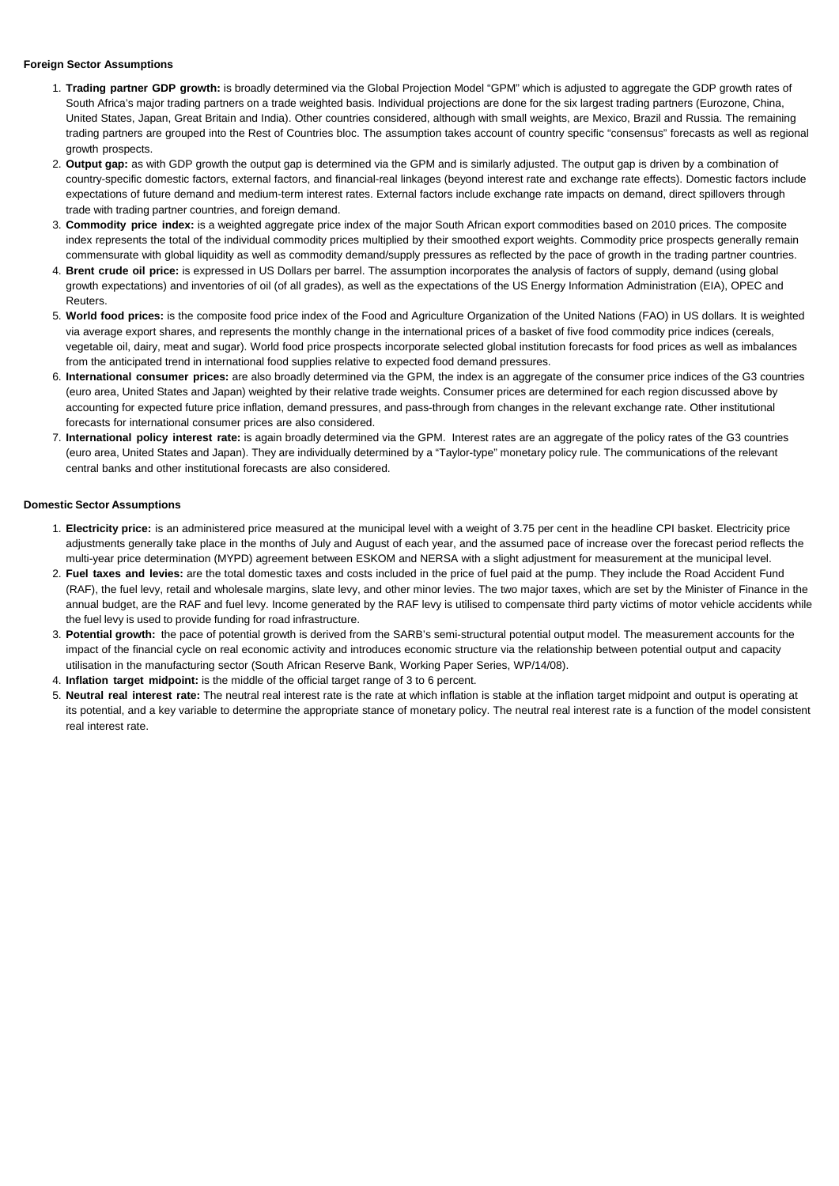**Foreign Sector Assumptions**

1. **Trading partner GDP growth:** is broadly determined via the Global Projection Model "GPM" which is adjusted to aggregate the GDP growth rates of South Africa's major trading partners on a trade weighted basis. Individual projections are done for the six largest trading partners (Eurozone, China, United States, Japan, Great Britain and India). Other countries considered, although with small weights, are Mexico, Brazil and Russia. The remaining trading partners are grouped into the Rest of Countries bloc. The assumption takes account of country specific "consensus" forecasts as well as regional growth prospects.
2. **Output gap:** as with GDP growth the output gap is determined via the GPM and is similarly adjusted. The output gap is driven by a combination of country-specific domestic factors, external factors, and financial-real linkages (beyond interest rate and exchange rate effects). Domestic factors include expectations of future demand and medium-term interest rates. External factors include exchange rate impacts on demand, direct spillovers through trade with trading partner countries, and foreign demand.
3. **Commodity price index:** is a weighted aggregate price index of the major South African export commodities based on 2010 prices. The composite index represents the total of the individual commodity prices multiplied by their smoothed export weights. Commodity price prospects generally remain commensurate with global liquidity as well as commodity demand/supply pressures as reflected by the pace of growth in the trading partner countries.
4. **Brent crude oil price:** is expressed in US Dollars per barrel. The assumption incorporates the analysis of factors of supply, demand (using global growth expectations) and inventories of oil (of all grades), as well as the expectations of the US Energy Information Administration (EIA), OPEC and Reuters.
5. **World food prices:** is the composite food price index of the Food and Agriculture Organization of the United Nations (FAO) in US dollars. It is weighted via average export shares, and represents the monthly change in the international prices of a basket of five food commodity price indices (cereals, vegetable oil, dairy, meat and sugar). World food price prospects incorporate selected global institution forecasts for food prices as well as imbalances from the anticipated trend in international food supplies relative to expected food demand pressures.
6. **International consumer prices:** are also broadly determined via the GPM, the index is an aggregate of the consumer price indices of the G3 countries (euro area, United States and Japan) weighted by their relative trade weights. Consumer prices are determined for each region discussed above by accounting for expected future price inflation, demand pressures, and pass-through from changes in the relevant exchange rate. Other institutional forecasts for international consumer prices are also considered.
7. **International policy interest rate:** is again broadly determined via the GPM. Interest rates are an aggregate of the policy rates of the G3 countries (euro area, United States and Japan). They are individually determined by a "Taylor-type" monetary policy rule. The communications of the relevant central banks and other institutional forecasts are also considered.

**Domestic Sector Assumptions**

1. **Electricity price:** is an administered price measured at the municipal level with a weight of 3.75 per cent in the headline CPI basket. Electricity price adjustments generally take place in the months of July and August of each year, and the assumed pace of increase over the forecast period reflects the multi-year price determination (MYPD) agreement between ESKOM and NERSA with a slight adjustment for measurement at the municipal level.
2. **Fuel taxes and levies:** are the total domestic taxes and costs included in the price of fuel paid at the pump. They include the Road Accident Fund (RAF), the fuel levy, retail and wholesale margins, slate levy, and other minor levies. The two major taxes, which are set by the Minister of Finance in the annual budget, are the RAF and fuel levy. Income generated by the RAF levy is utilised to compensate third party victims of motor vehicle accidents while the fuel levy is used to provide funding for road infrastructure.
3. **Potential growth:** the pace of potential growth is derived from the SARB's semi-structural potential output model. The measurement accounts for the impact of the financial cycle on real economic activity and introduces economic structure via the relationship between potential output and capacity utilisation in the manufacturing sector (South African Reserve Bank, Working Paper Series, WP/14/08).
4. **Inflation target midpoint:** is the middle of the official target range of 3 to 6 percent.
5. **Neutral real interest rate:** The neutral real interest rate is the rate at which inflation is stable at the inflation target midpoint and output is operating at its potential, and a key variable to determine the appropriate stance of monetary policy. The neutral real interest rate is a function of the model consistent real interest rate.